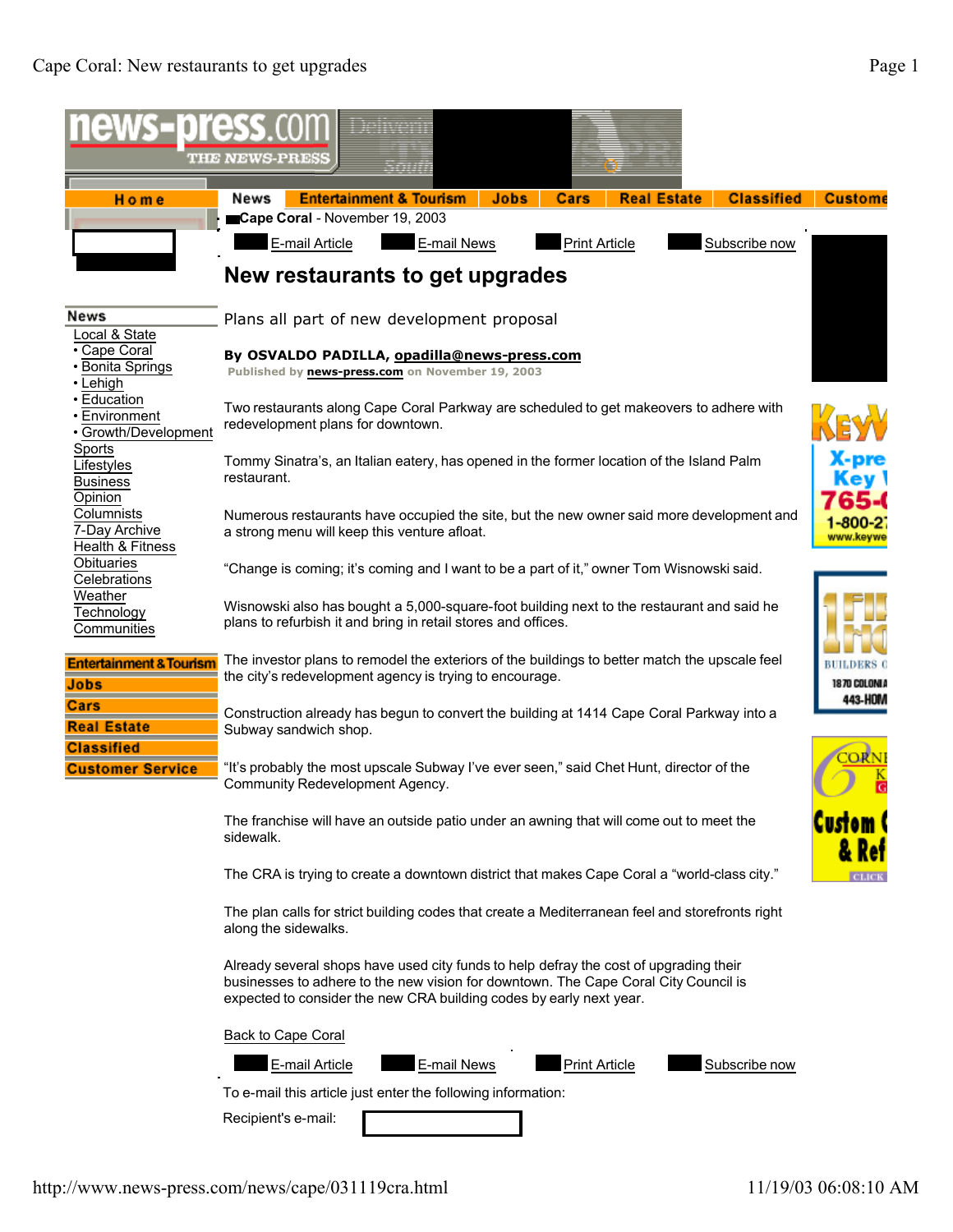**Cape Coral** - November 19, 2003

E-mail Article | E-mail News | Print Article | Subscribe now

# New restaurants to get upgrades

Plans all part of new development proposal

**By OSVALDO PADILLA, opadilla@news-press.com**
Published by **news-press.com** on November 19, 2003

Two restaurants along Cape Coral Parkway are scheduled to get makeovers to adhere with redevelopment plans for downtown.

Tommy Sinatra's, an Italian eatery, has opened in the former location of the Island Palm restaurant.

Numerous restaurants have occupied the site, but the new owner said more development and a strong menu will keep this venture afloat.

"Change is coming; it's coming and I want to be a part of it," owner Tom Wisnowski said.

Wisnowski also has bought a 5,000-square-foot building next to the restaurant and said he plans to refurbish it and bring in retail stores and offices.

The investor plans to remodel the exteriors of the buildings to better match the upscale feel the city's redevelopment agency is trying to encourage.

Construction already has begun to convert the building at 1414 Cape Coral Parkway into a Subway sandwich shop.

"It's probably the most upscale Subway I've ever seen," said Chet Hunt, director of the Community Redevelopment Agency.

The franchise will have an outside patio under an awning that will come out to meet the sidewalk.

The CRA is trying to create a downtown district that makes Cape Coral a "world-class city."

The plan calls for strict building codes that create a Mediterranean feel and storefronts right along the sidewalks.

Already several shops have used city funds to help defray the cost of upgrading their businesses to adhere to the new vision for downtown. The Cape Coral City Council is expected to consider the new CRA building codes by early next year.

Back to Cape Coral

E-mail Article | E-mail News | Print Article | Subscribe now

To e-mail this article just enter the following information:

Recipient's e-mail: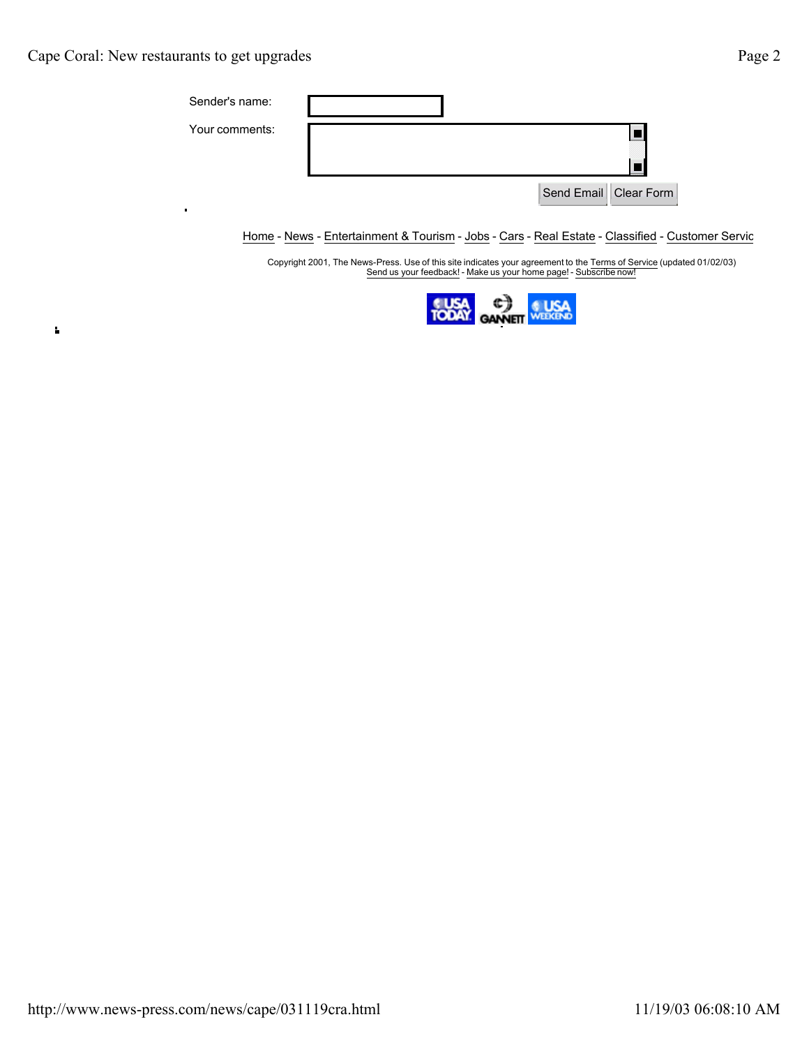Sender's name:

Your comments:

Send Email Clear Form

Home - News - Entertainment & Tourism - Jobs - Cars - Real Estate - Classified - Customer Servic

Copyright 2001, The News-Press. Use of this site indicates your agreement to the Terms of Service (updated 01/02/03)
Send us your feedback! - Make us your home page! - Subscribe now!